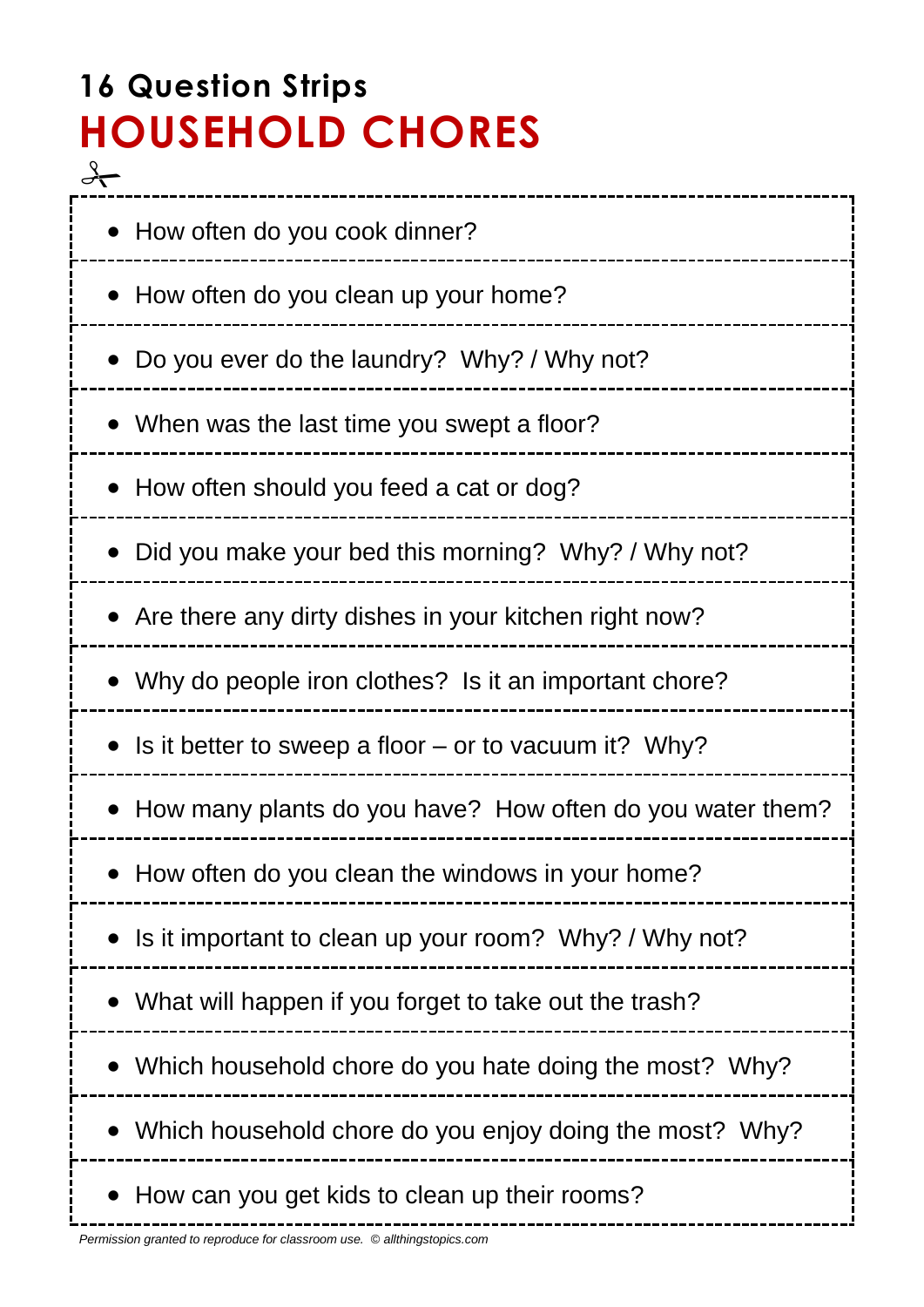# 16 Question Strips
## HOUSEHOLD CHORES

- How often do you cook dinner?
- How often do you clean up your home?
- Do you ever do the laundry? Why? / Why not?
- When was the last time you swept a floor?
- How often should you feed a cat or dog?
- Did you make your bed this morning? Why? / Why not?
- Are there any dirty dishes in your kitchen right now?
- Why do people iron clothes? Is it an important chore?
- Is it better to sweep a floor – or to vacuum it? Why?
- How many plants do you have? How often do you water them?
- How often do you clean the windows in your home?
- Is it important to clean up your room? Why? / Why not?
- What will happen if you forget to take out the trash?
- Which household chore do you hate doing the most? Why?
- Which household chore do you enjoy doing the most? Why?
- How can you get kids to clean up their rooms?

*Permission granted to reproduce for classroom use. © allthingstopics.com*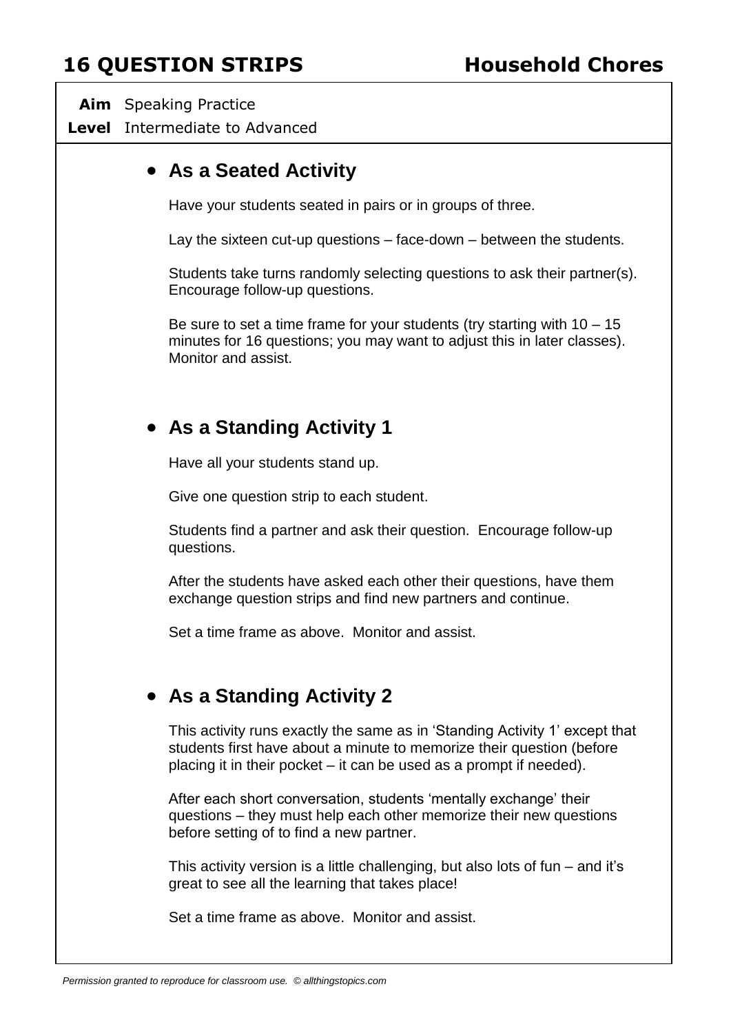# 16 QUESTION STRIPS — Household Chores

**Aim** Speaking Practice
**Level** Intermediate to Advanced

## • As a Seated Activity

Have your students seated in pairs or in groups of three.

Lay the sixteen cut-up questions – face-down – between the students.

Students take turns randomly selecting questions to ask their partner(s). Encourage follow-up questions.

Be sure to set a time frame for your students (try starting with 10 – 15 minutes for 16 questions; you may want to adjust this in later classes). Monitor and assist.

## • As a Standing Activity 1

Have all your students stand up.

Give one question strip to each student.

Students find a partner and ask their question. Encourage follow-up questions.

After the students have asked each other their questions, have them exchange question strips and find new partners and continue.

Set a time frame as above. Monitor and assist.

## • As a Standing Activity 2

This activity runs exactly the same as in 'Standing Activity 1' except that students first have about a minute to memorize their question (before placing it in their pocket – it can be used as a prompt if needed).

After each short conversation, students 'mentally exchange' their questions – they must help each other memorize their new questions before setting of to find a new partner.

This activity version is a little challenging, but also lots of fun – and it's great to see all the learning that takes place!

Set a time frame as above. Monitor and assist.

*Permission granted to reproduce for classroom use. © allthingstopics.com*